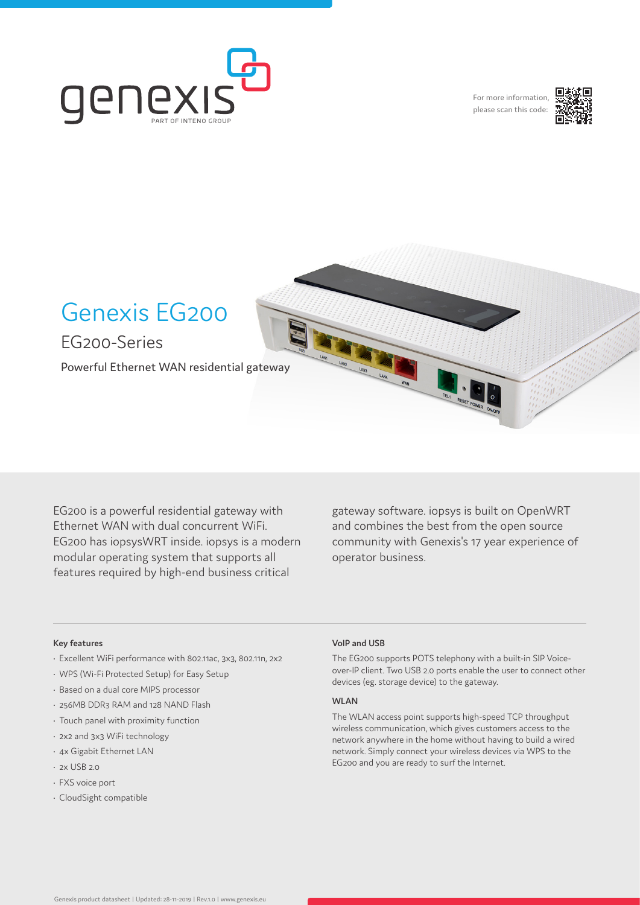For more information, please scan this code:

# Genexis EG200

## EG200-Series

Powerful Ethernet WAN residential gateway

EG200 is a powerful residential gateway with Ethernet WAN with dual concurrent WiFi. EG200 has iopsysWRT inside. iopsys is a modern modular operating system that supports all features required by high-end business critical gateway software. iopsys is built on OpenWRT and combines the best from the open source community with Genexis's 17 year experience of operator business.

**Key features**

- Excellent WiFi performance with 802.11ac, 3x3, 802.11n, 2x2
- WPS (Wi-Fi Protected Setup) for Easy Setup
- Based on a dual core MIPS processor
- 256MB DDR3 RAM and 128 NAND Flash
- Touch panel with proximity function
- 2x2 and 3x3 WiFi technology
- 4x Gigabit Ethernet LAN
- 2x USB 2.0
- FXS voice port
- CloudSight compatible

**VoIP and USB**

The EG200 supports POTS telephony with a built-in SIP Voice-over-IP client. Two USB 2.0 ports enable the user to connect other devices (eg. storage device) to the gateway.

**WLAN**

The WLAN access point supports high-speed TCP throughput wireless communication, which gives customers access to the network anywhere in the home without having to build a wired network. Simply connect your wireless devices via WPS to the EG200 and you are ready to surf the Internet.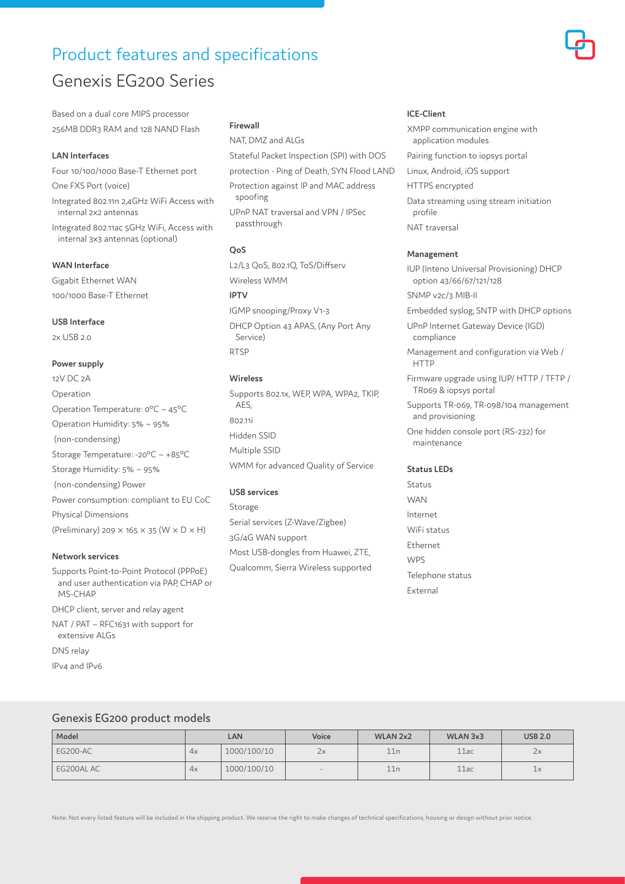# Product features and specifications

## Genexis EG200 Series

Based on a dual core MIPS processor
256MB DDR3 RAM and 128 NAND Flash

### LAN Interfaces

Four 10/100/1000 Base-T Ethernet port
One FXS Port (voice)
Integrated 802.11n 2,4GHz WiFi Access with internal 2x2 antennas
Integrated 802.11ac 5GHz WiFi, Access with internal 3x3 antennas (optional)

### WAN Interface

Gigabit Ethernet WAN
100/1000 Base-T Ethernet

### USB Interface

2x USB 2.0

### Power supply

12V DC 2A
Operation
Operation Temperature: 0°C ~ 45°C
Operation Humidity: 5% ~ 95%
(non-condensing)
Storage Temperature: -20°C ~ +85°C
Storage Humidity: 5% ~ 95%
(non-condensing) Power
Power consumption: compliant to EU CoC
Physical Dimensions
(Preliminary) 209 × 165 × 35 (W × D × H)

### Network services

Supports Point-to-Point Protocol (PPPoE) and user authentication via PAP, CHAP or MS-CHAP
DHCP client, server and relay agent
NAT / PAT – RFC1631 with support for extensive ALGs
DNS relay
IPv4 and IPv6

### Firewall

NAT, DMZ and ALGs
Stateful Packet Inspection (SPI) with DOS protection - Ping of Death, SYN Flood LAND
Protection against IP and MAC address spoofing
UPnP NAT traversal and VPN / IPSec passthrough

### QoS

L2/L3 QoS, 802.1Q, ToS/Diffserv
Wireless WMM

### IPTV

IGMP snooping/Proxy V1-3
DHCP Option 43 APAS, (Any Port Any Service)
RTSP

### Wireless

Supports 802.1x, WEP, WPA, WPA2, TKIP, AES,
802.11i
Hidden SSID
Multiple SSID
WMM for advanced Quality of Service

### USB services

Storage
Serial services (Z-Wave/Zigbee)
3G/4G WAN support
Most USB-dongles from Huawei, ZTE, Qualcomm, Sierra Wireless supported

### ICE-Client

XMPP communication engine with application modules
Pairing function to iopsys portal
Linux, Android, iOS support
HTTPS encrypted
Data streaming using stream initiation profile
NAT traversal

### Management

IUP (Inteno Universal Provisioning) DHCP option 43/66/67/121/128
SNMP v2c/3 MIB-II
Embedded syslog; SNTP with DHCP options
UPnP Internet Gateway Device (IGD) compliance
Management and configuration via Web / HTTP
Firmware upgrade using IUP/ HTTP / TFTP / TR069 & iopsys portal
Supports TR-069, TR-098/104 management and provisioning
One hidden console port (RS-232) for maintenance

### Status LEDs

Status
WAN
Internet
WiFi status
Ethernet
WPS
Telephone status
External

## Genexis EG200 product models

| Model | LAN | | Voice | WLAN 2x2 | WLAN 3x3 | USB 2.0 |
|---|---|---|---|---|---|---|
| EG200-AC | 4x | 1000/100/10 | 2x | 11n | 11ac | 2x |
| EG200AL AC | 4x | 1000/100/10 | - | 11n | 11ac | 1x |

Note: Not every listed feature will be included in the shipping product. We reserve the right to make changes of technical specifications, housing or design without prior notice.